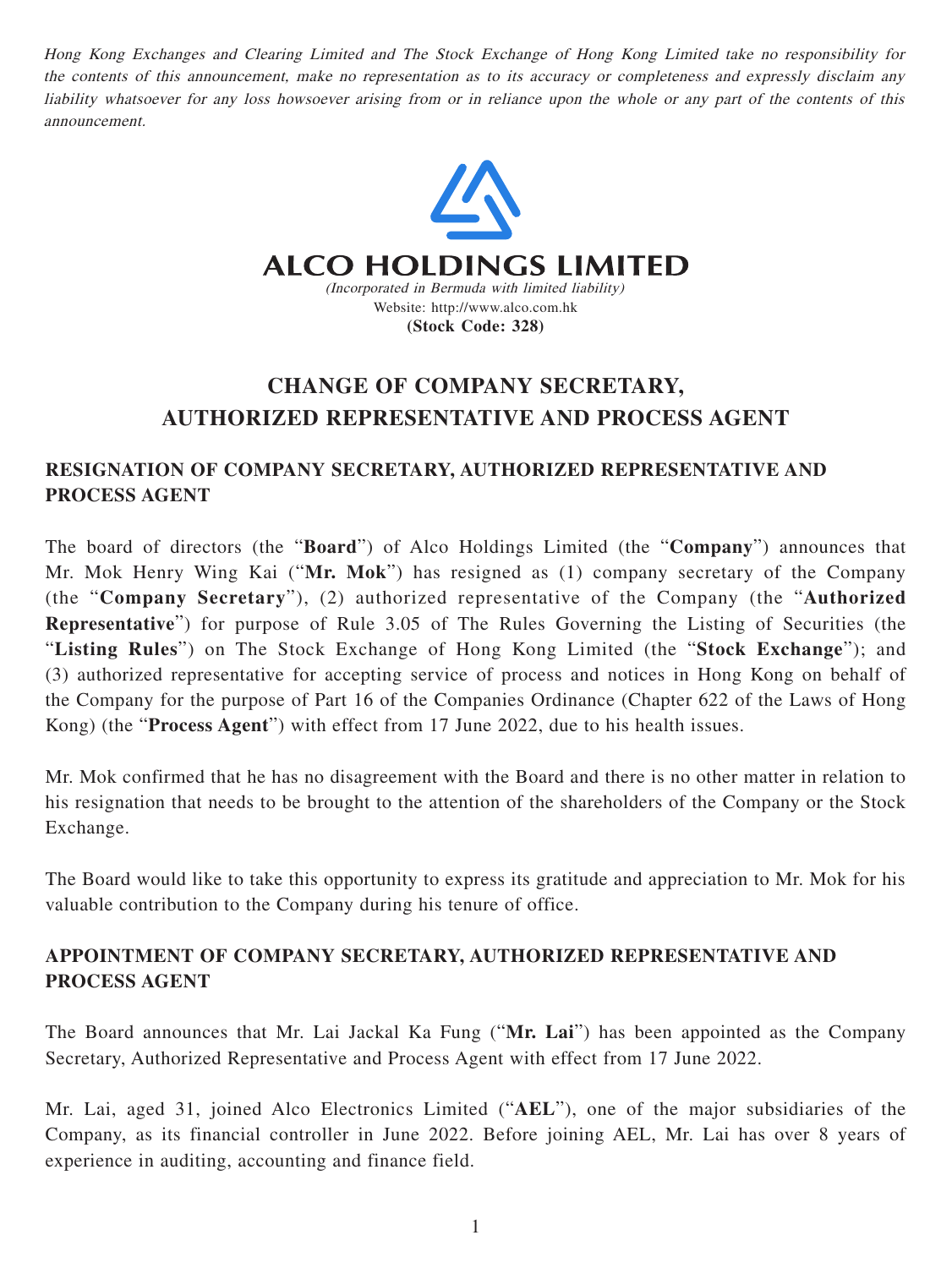*Hong Kong Exchanges and Clearing Limited and The Stock Exchange of Hong Kong Limited take no responsibility for the contents of this announcement, make no representation as to its accuracy or completeness and expressly disclaim any liability whatsoever for any loss howsoever arising from or in reliance upon the whole or any part of the contents of this announcement.*

**ALCO HOLDINGS LIMITED**

*(Incorporated in Bermuda with limited liability)*

Website: http://www.alco.com.hk

**(Stock Code: 328)**

# CHANGE OF COMPANY SECRETARY, AUTHORIZED REPRESENTATIVE AND PROCESS AGENT

## RESIGNATION OF COMPANY SECRETARY, AUTHORIZED REPRESENTATIVE AND PROCESS AGENT

The board of directors (the "**Board**") of Alco Holdings Limited (the "**Company**") announces that Mr. Mok Henry Wing Kai ("**Mr. Mok**") has resigned as (1) company secretary of the Company (the "**Company Secretary**"), (2) authorized representative of the Company (the "**Authorized Representative**") for purpose of Rule 3.05 of The Rules Governing the Listing of Securities (the "**Listing Rules**") on The Stock Exchange of Hong Kong Limited (the "**Stock Exchange**"); and (3) authorized representative for accepting service of process and notices in Hong Kong on behalf of the Company for the purpose of Part 16 of the Companies Ordinance (Chapter 622 of the Laws of Hong Kong) (the "**Process Agent**") with effect from 17 June 2022, due to his health issues.

Mr. Mok confirmed that he has no disagreement with the Board and there is no other matter in relation to his resignation that needs to be brought to the attention of the shareholders of the Company or the Stock Exchange.

The Board would like to take this opportunity to express its gratitude and appreciation to Mr. Mok for his valuable contribution to the Company during his tenure of office.

## APPOINTMENT OF COMPANY SECRETARY, AUTHORIZED REPRESENTATIVE AND PROCESS AGENT

The Board announces that Mr. Lai Jackal Ka Fung ("**Mr. Lai**") has been appointed as the Company Secretary, Authorized Representative and Process Agent with effect from 17 June 2022.

Mr. Lai, aged 31, joined Alco Electronics Limited ("**AEL**"), one of the major subsidiaries of the Company, as its financial controller in June 2022. Before joining AEL, Mr. Lai has over 8 years of experience in auditing, accounting and finance field.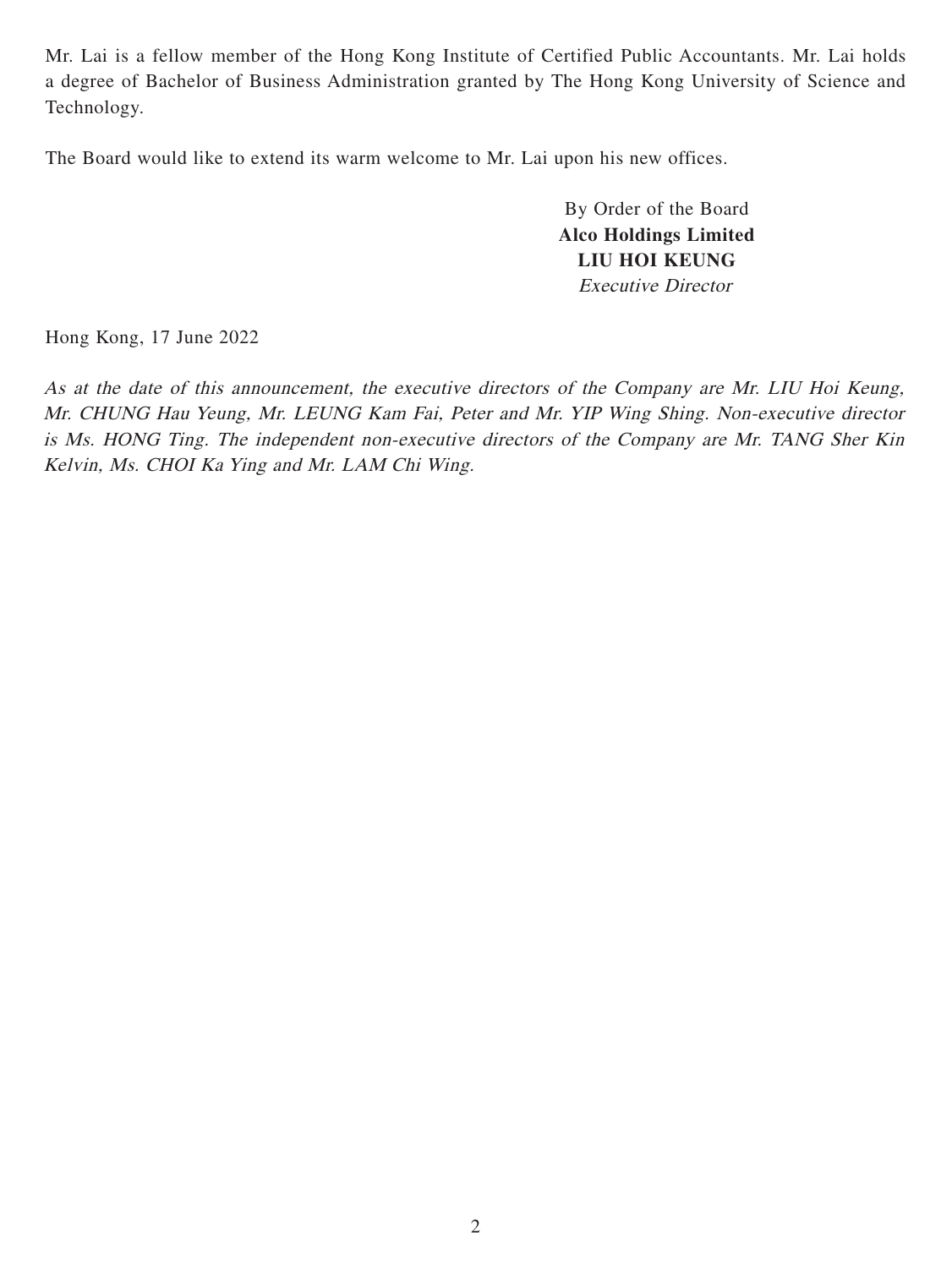Mr. Lai is a fellow member of the Hong Kong Institute of Certified Public Accountants. Mr. Lai holds a degree of Bachelor of Business Administration granted by The Hong Kong University of Science and Technology.

The Board would like to extend its warm welcome to Mr. Lai upon his new offices.

By Order of the Board
**Alco Holdings Limited**
**LIU HOI KEUNG**
*Executive Director*

Hong Kong, 17 June 2022

*As at the date of this announcement, the executive directors of the Company are Mr. LIU Hoi Keung, Mr. CHUNG Hau Yeung, Mr. LEUNG Kam Fai, Peter and Mr. YIP Wing Shing. Non-executive director is Ms. HONG Ting. The independent non-executive directors of the Company are Mr. TANG Sher Kin Kelvin, Ms. CHOI Ka Ying and Mr. LAM Chi Wing.*